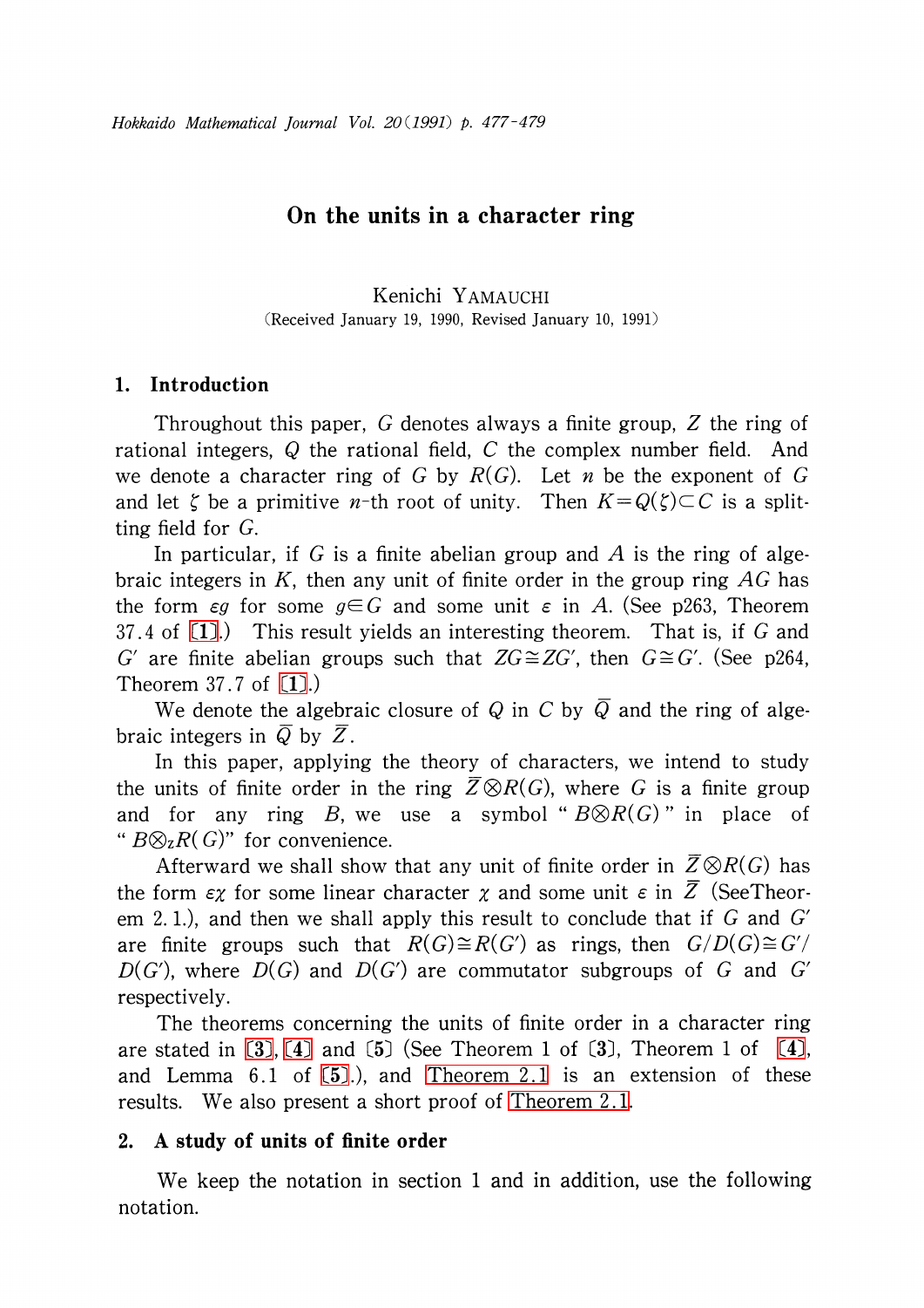# On the units in a character ring

Kenichi YAMAUCHI

(Received January 19, 1990, Revised January 10, 1991)

## 1. Introduction

Throughout this paper, $G$ denotes always a finite group, $Z$ the ring of rational integers, $Q$ the rational field, $C$ the complex number field. And we denote a character ring of $G$ by $R(G)$. Let $n$ be the exponent of $G$ and let $\zeta$ be a primitive $n$-th root of unity. Then $K=Q(\zeta)\subset C$ is a splitting field for $G$.

In particular, if $G$ is a finite abelian group and $A$ is the ring of algebraic integers in $K$, then any unit of finite order in the group ring $AG$ has the form $\varepsilon g$ for some $g\in G$ and some unit $\varepsilon$ in $A$. (See p263, Theorem 37.4 of [1].) This result yields an interesting theorem. That is, if $G$ and $G'$ are finite abelian groups such that $ZG\cong ZG'$, then $G\cong G'$. (See p264, Theorem 37.7 of [1].)

We denote the algebraic closure of $Q$ in $C$ by $\bar{Q}$ and the ring of algebraic integers in $\bar{Q}$ by $\bar{Z}$.

In this paper, applying the theory of characters, we intend to study the units of finite order in the ring $\bar{Z}\otimes R(G)$, where $G$ is a finite group and for any ring $B$, we use a symbol " $B\otimes R(G)$ " in place of " $B\otimes_{Z}R(G)$" for convenience.

Afterward we shall show that any unit of finite order in $\bar{Z}\otimes R(G)$ has the form $\varepsilon\chi$ for some linear character $\chi$ and some unit $\varepsilon$ in $\bar{Z}$ (SeeTheorem 2.1.), and then we shall apply this result to conclude that if $G$ and $G'$ are finite groups such that $R(G)\cong R(G')$ as rings, then $G/D(G)\cong G'/D(G')$, where $D(G)$ and $D(G')$ are commutator subgroups of $G$ and $G'$ respectively.

The theorems concerning the units of finite order in a character ring are stated in [3], [4] and [5] (See Theorem 1 of [3], Theorem 1 of [4], and Lemma 6.1 of [5].), and Theorem 2.1 is an extension of these results. We also present a short proof of Theorem 2.1.

## 2. A study of units of finite order

We keep the notation in section 1 and in addition, use the following notation.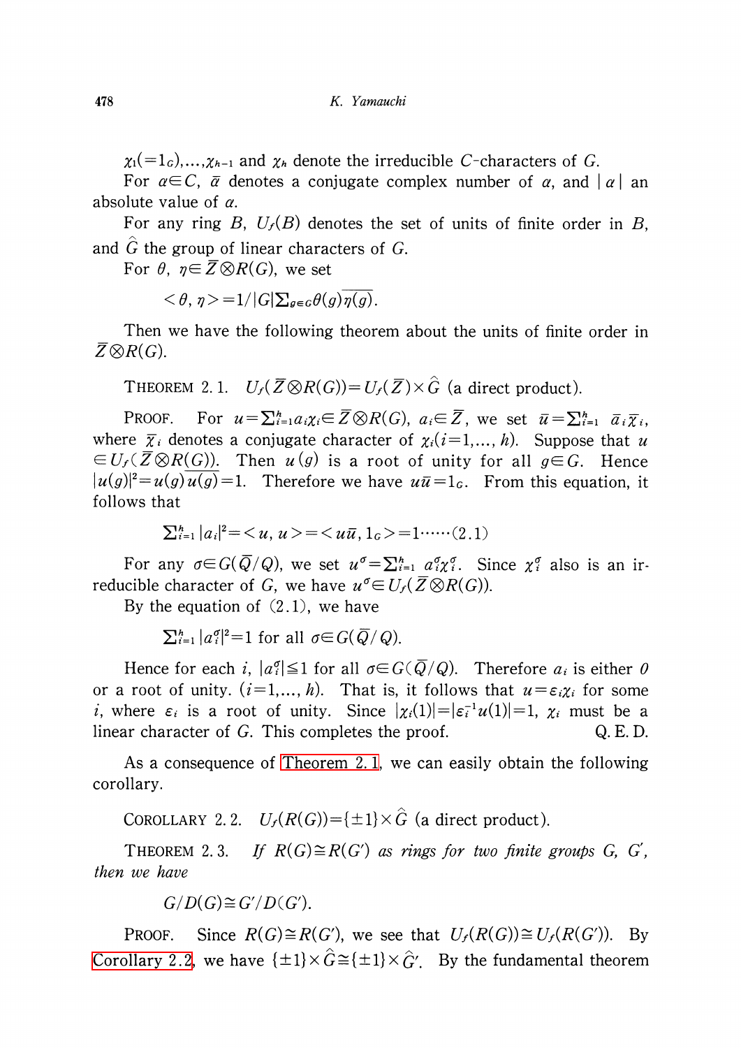$\chi_1(=1_G),\dots,\chi_{h-1}$ and $\chi_h$ denote the irreducible $C$-characters of $G$.

For $\alpha\in C$, $\bar{\alpha}$ denotes a conjugate complex number of $\alpha$, and $|\alpha|$ an absolute value of $\alpha$.

For any ring $B$, $U_f(B)$ denotes the set of units of finite order in $B$, and $\hat{G}$ the group of linear characters of $G$.

For $\theta$, $\eta\in\bar{Z}\otimes R(G)$, we set

$$<\theta, \eta>=1/|G|\Sigma_{g\in G}\theta(g)\overline{\eta(g)}.$$

Then we have the following theorem about the units of finite order in $\bar{Z}\otimes R(G)$.

THEOREM 2.1. $U_f(\bar{Z}\otimes R(G))=U_f(\bar{Z})\times\hat{G}$ (a direct product).

PROOF. For $u=\Sigma_{i=1}^{h}a_i\chi_i\in\bar{Z}\otimes R(G)$, $a_i\in\bar{Z}$, we set $\bar{u}=\Sigma_{i=1}^{h}\bar{a}_i\bar{\chi}_i$, where $\bar{\chi}_i$ denotes a conjugate character of $\chi_i(i=1,\dots,h)$. Suppose that $u\in U_f(\bar{Z}\otimes R(G))$. Then $u(g)$ is a root of unity for all $g\in G$. Hence $|u(g)|^2=u(g)\overline{u(g)}=1$. Therefore we have $u\bar{u}=1_G$. From this equation, it follows that

$$\Sigma_{i=1}^{h}|a_i|^2=<u, u>=<u\bar{u}, 1_G>=1\cdots\cdots(2.1)$$

For any $\sigma\in G(\bar{Q}/Q)$, we set $u^\sigma=\Sigma_{i=1}^{h}a_i^\sigma\chi_i^\sigma$. Since $\chi_i^\sigma$ also is an irreducible character of $G$, we have $u^\sigma\in U_f(\bar{Z}\otimes R(G))$.

By the equation of (2.1), we have

$$\Sigma_{i=1}^{h}|a_i^\sigma|^2=1 \text{ for all } \sigma\in G(\bar{Q}/Q).$$

Hence for each $i$, $|a_i^\sigma|\leq 1$ for all $\sigma\in G(\bar{Q}/Q)$. Therefore $a_i$ is either $0$ or a root of unity. $(i=1,\dots,h)$. That is, it follows that $u=\varepsilon_i\chi_i$ for some $i$, where $\varepsilon_i$ is a root of unity. Since $|\chi_i(1)|=|\varepsilon_i^{-1}u(1)|=1$, $\chi_i$ must be a linear character of $G$. This completes the proof. Q.E.D.

As a consequence of Theorem 2.1, we can easily obtain the following corollary.

COROLLARY 2.2. $U_f(R(G))=\{\pm 1\}\times\hat{G}$ (a direct product).

THEOREM 2.3. *If $R(G)\cong R(G')$ as rings for two finite groups $G$, $G'$, then we have*

$$G/D(G)\cong G'/D(G').$$

PROOF. Since $R(G)\cong R(G')$, we see that $U_f(R(G))\cong U_f(R(G'))$. By Corollary 2.2, we have $\{\pm 1\}\times\hat{G}\cong\{\pm 1\}\times\hat{G}'$. By the fundamental theorem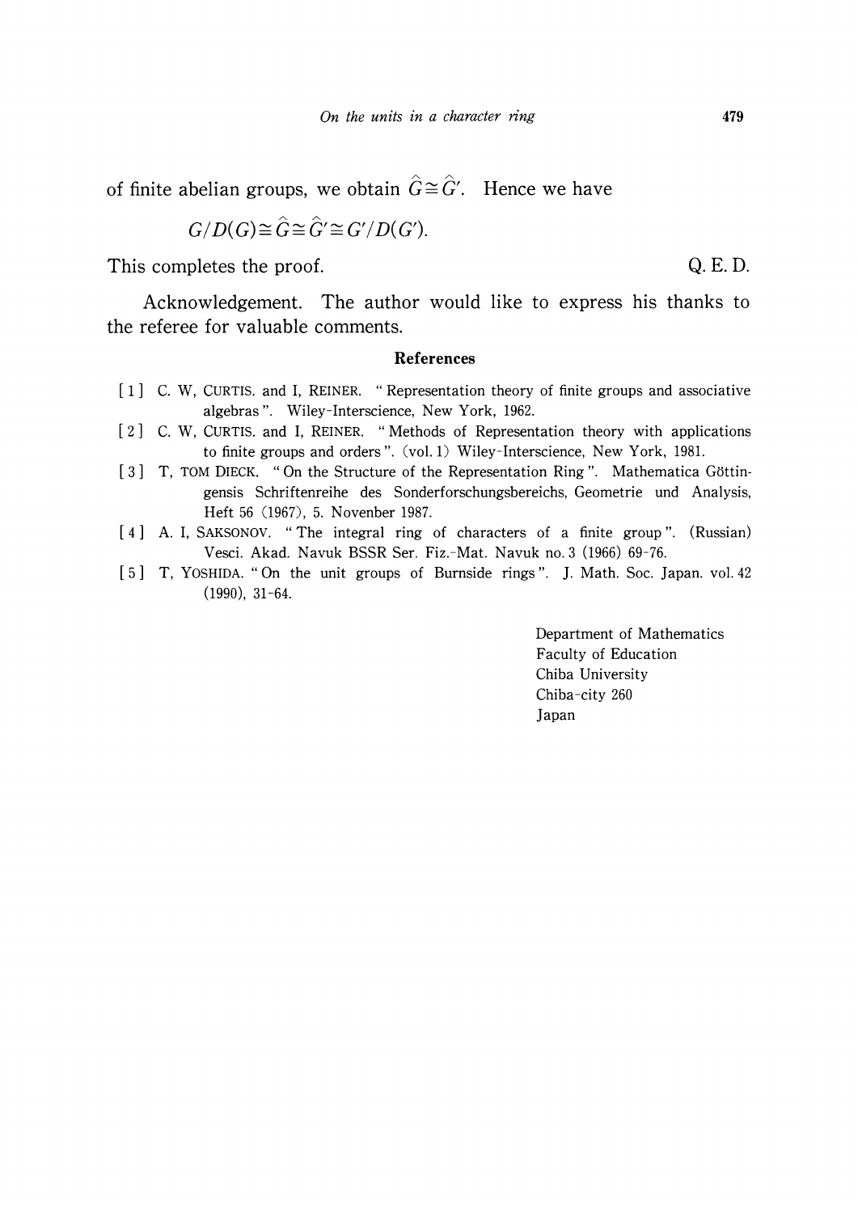of finite abelian groups, we obtain $\hat{G} \cong \hat{G}'$. Hence we have

$$G/D(G) \cong \hat{G} \cong \hat{G}' \cong G'/D(G').$$

This completes the proof. Q. E. D.

Acknowledgement. The author would like to express his thanks to the referee for valuable comments.

**References**

[1] C. W, CURTIS. and I, REINER. "Representation theory of finite groups and associative algebras". Wiley-Interscience, New York, 1962.

[2] C. W, CURTIS. and I, REINER. "Methods of Representation theory with applications to finite groups and orders". (vol. 1) Wiley-Interscience, New York, 1981.

[3] T, TOM DIECK. "On the Structure of the Representation Ring". Mathematica Göttingensis Schriftenreihe des Sonderforschungsbereichs, Geometrie und Analysis, Heft 56 (1967), 5. Novenber 1987.

[4] A. I, SAKSONOV. "The integral ring of characters of a finite group". (Russian) Vesci. Akad. Navuk BSSR Ser. Fiz.-Mat. Navuk no. 3 (1966) 69-76.

[5] T, YOSHIDA. "On the unit groups of Burnside rings". J. Math. Soc. Japan. vol. 42 (1990), 31-64.

Department of Mathematics
Faculty of Education
Chiba University
Chiba-city 260
Japan